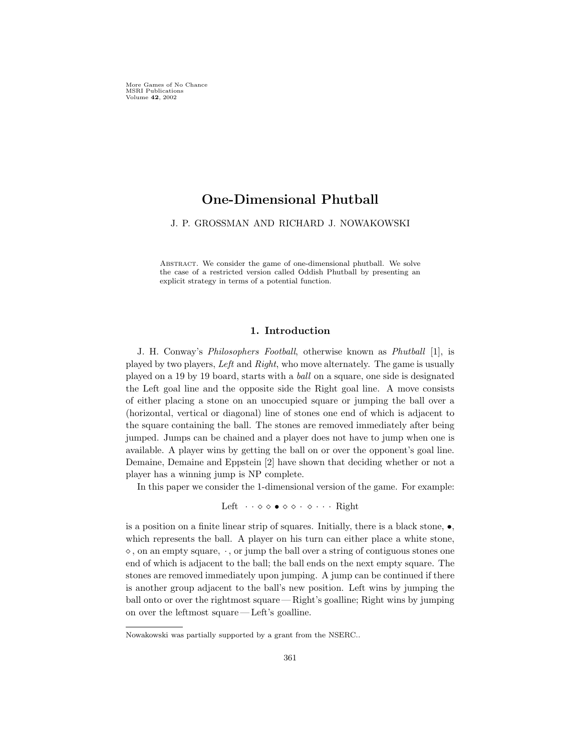# One-Dimensional Phutball

J. P. GROSSMAN AND RICHARD J. NOWAKOWSKI

Abstract. We consider the game of one-dimensional phutball. We solve the case of a restricted version called Oddish Phutball by presenting an explicit strategy in terms of a potential function.

## 1. Introduction

J. H. Conway's *Philosophers Football*, otherwise known as *Phutball* [1], is played by two players, *Left* and *Right*, who move alternately. The game is usually played on a 19 by 19 board, starts with a *ball* on a square, one side is designated the Left goal line and the opposite side the Right goal line. A move consists of either placing a stone on an unoccupied square or jumping the ball over a (horizontal, vertical or diagonal) line of stones one end of which is adjacent to the square containing the ball. The stones are removed immediately after being jumped. Jumps can be chained and a player does not have to jump when one is available. A player wins by getting the ball on or over the opponent's goal line. Demaine, Demaine and Eppstein [2] have shown that deciding whether or not a player has a winning jump is NP complete.

In this paper we consider the 1-dimensional version of the game. For example:

$$\text{Left} \quad \cdot\ \cdot\ \diamond\ \diamond\ \bullet\ \diamond\ \diamond\ \cdot\ \diamond\ \cdot\ \cdot\ \cdot \quad \text{Right}$$

is a position on a finite linear strip of squares. Initially, there is a black stone, $\bullet$, which represents the ball. A player on his turn can either place a white stone, $\diamond$, on an empty square, $\cdot$, or jump the ball over a string of contiguous stones one end of which is adjacent to the ball; the ball ends on the next empty square. The stones are removed immediately upon jumping. A jump can be continued if there is another group adjacent to the ball's new position. Left wins by jumping the ball onto or over the rightmost square — Right's goalline; Right wins by jumping on over the leftmost square — Left's goalline.

Nowakowski was partially supported by a grant from the NSERC..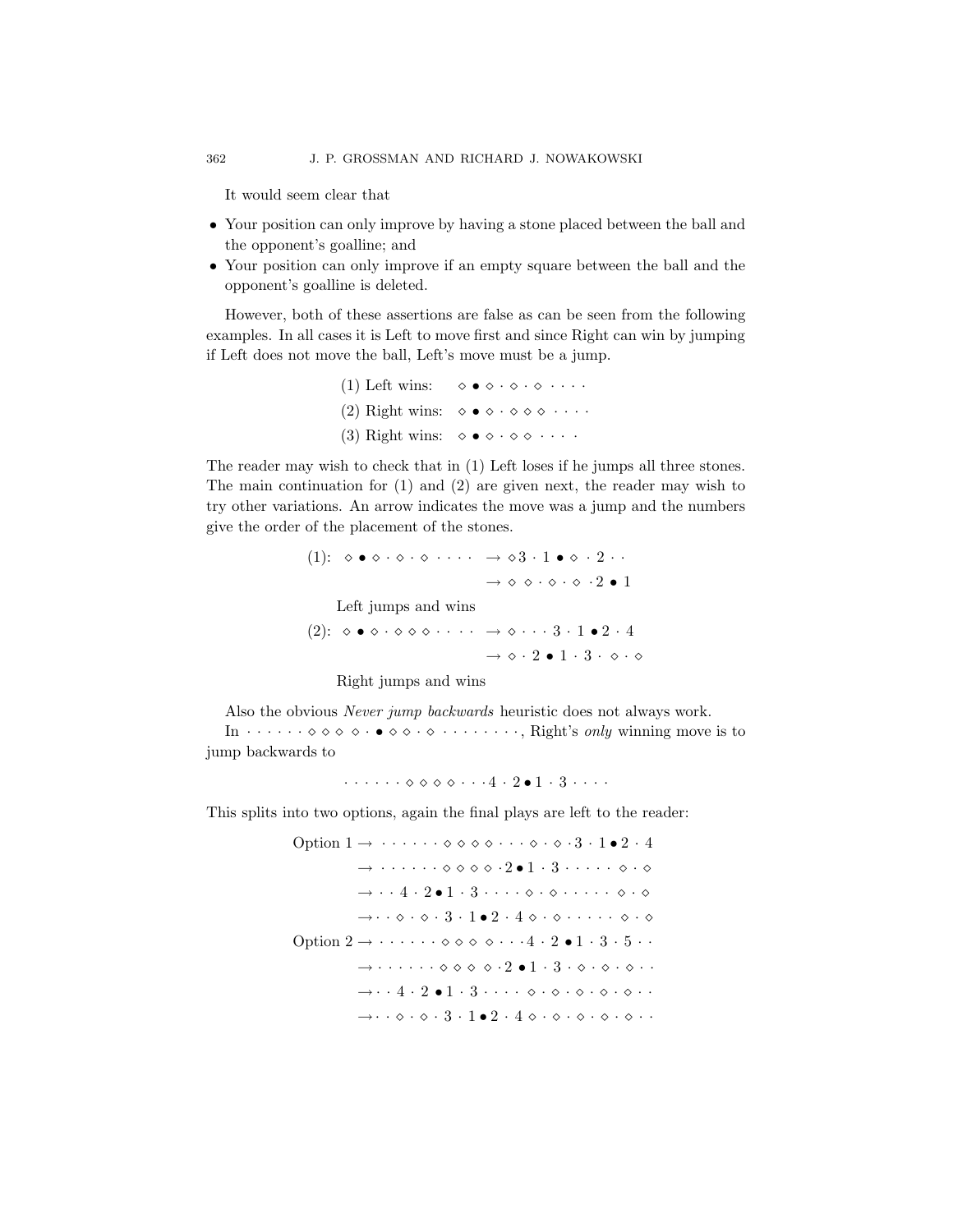It would seem clear that

- Your position can only improve by having a stone placed between the ball and the opponent's goalline; and
- Your position can only improve if an empty square between the ball and the opponent's goalline is deleted.

However, both of these assertions are false as can be seen from the following examples. In all cases it is Left to move first and since Right can win by jumping if Left does not move the ball, Left's move must be a jump.

(1) Left wins: $\diamond \bullet \diamond \cdot \diamond \cdot \diamond \cdot \cdot \cdot \cdot$

(2) Right wins: $\diamond \bullet \diamond \cdot \diamond \diamond \diamond \cdot \cdot \cdot \cdot$

(3) Right wins: $\diamond \bullet \diamond \cdot \diamond \diamond \cdot \cdot \cdot \cdot$

The reader may wish to check that in (1) Left loses if he jumps all three stones. The main continuation for (1) and (2) are given next, the reader may wish to try other variations. An arrow indicates the move was a jump and the numbers give the order of the placement of the stones.

(1): $\diamond \bullet \diamond \cdot \diamond \cdot \diamond \cdot \cdot \cdot \cdot \;\rightarrow \diamond 3 \cdot 1 \bullet \diamond \cdot 2 \cdot \cdot$

$\rightarrow \diamond \; \diamond \cdot \diamond \cdot \diamond \cdot 2 \bullet 1$

Left jumps and wins

(2): $\diamond \bullet \diamond \cdot \diamond \diamond \diamond \cdot \cdot \cdot \cdot \;\rightarrow \diamond \cdot \cdot \cdot 3 \cdot 1 \bullet 2 \cdot 4$

$\rightarrow \diamond \cdot 2 \bullet 1 \cdot 3 \cdot \diamond \cdot \diamond$

Right jumps and wins

Also the obvious *Never jump backwards* heuristic does not always work.

In $\cdot \cdot \cdot \cdot \cdot \cdot \diamond \diamond \diamond \;\diamond \cdot \bullet \diamond \diamond \cdot \diamond \cdot \cdot \cdot \cdot \cdot \cdot \cdot \cdot \cdot$, Right's *only* winning move is to jump backwards to

$\cdot \cdot \cdot \cdot \cdot \cdot \diamond \diamond \diamond \diamond \cdot \cdot \cdot 4 \cdot 2 \bullet 1 \cdot 3 \cdot \cdot \cdot \cdot$

This splits into two options, again the final plays are left to the reader:

Option 1 $\rightarrow \cdot \cdot \cdot \cdot \cdot \cdot \diamond \diamond \diamond \diamond \cdot \cdot \cdot \diamond \cdot \diamond \cdot 3 \cdot 1 \bullet 2 \cdot 4$

$\rightarrow \cdot \cdot \cdot \cdot \cdot \cdot \diamond \diamond \diamond \diamond \cdot 2 \bullet 1 \cdot 3 \cdot \cdot \cdot \cdot \cdot \diamond \cdot \diamond$

$\rightarrow \cdot \cdot 4 \cdot 2 \bullet 1 \cdot 3 \cdot \cdot \cdot \cdot \diamond \cdot \diamond \cdot \cdot \cdot \cdot \cdot \cdot \diamond \cdot \diamond$

$\rightarrow \cdot \cdot \diamond \cdot \diamond \cdot 3 \cdot 1 \bullet 2 \cdot 4 \diamond \cdot \diamond \cdot \cdot \cdot \cdot \cdot \cdot \diamond \cdot \diamond$

Option 2 $\rightarrow \cdot \cdot \cdot \cdot \cdot \cdot \diamond \diamond \diamond \;\diamond \cdot \cdot \cdot 4 \cdot 2 \bullet 1 \cdot 3 \cdot 5 \cdot \cdot$

$\rightarrow \cdot \cdot \cdot \cdot \cdot \cdot \diamond \diamond \diamond \;\diamond \cdot 2 \bullet 1 \cdot 3 \cdot \diamond \cdot \diamond \cdot \diamond \cdot \cdot$

$\rightarrow \cdot \cdot 4 \cdot 2 \bullet 1 \cdot 3 \cdot \cdot \cdot \cdot \diamond \cdot \diamond \cdot \diamond \cdot \diamond \cdot \diamond \cdot \cdot$

$\rightarrow \cdot \cdot \diamond \cdot \diamond \cdot 3 \cdot 1 \bullet 2 \cdot 4 \diamond \cdot \diamond \cdot \diamond \cdot \diamond \cdot \diamond \cdot \cdot$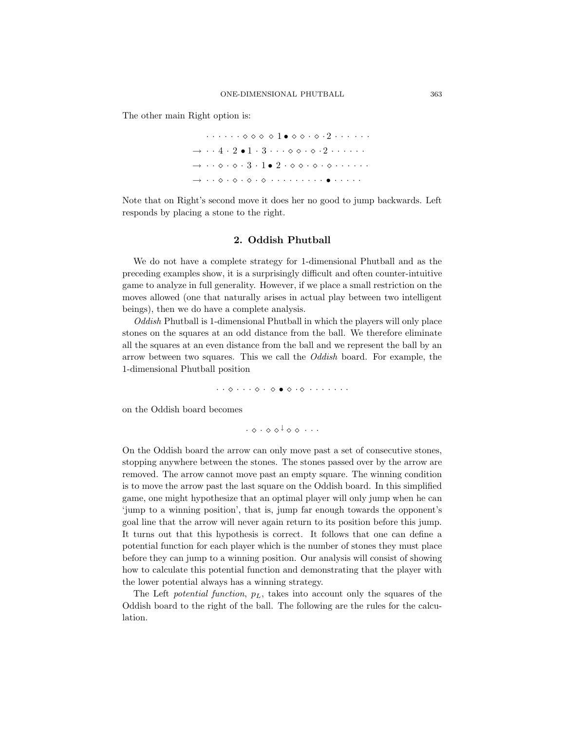The other main Right option is:

$$
\begin{array}{l}
\quad \cdot\cdot\cdot\cdot\cdot\cdot \diamond \diamond \diamond \ \diamond \ 1 \bullet \diamond \diamond \cdot \diamond \cdot 2 \cdot\cdot\cdot\cdot\cdot\cdot \\
\rightarrow \cdot\cdot 4 \cdot 2 \bullet 1 \cdot 3 \cdot\cdot\cdot \diamond \diamond \cdot \diamond \cdot 2 \cdot\cdot\cdot\cdot\cdot\cdot \\
\rightarrow \cdot\cdot \diamond \cdot \diamond \cdot 3 \cdot 1 \bullet 2 \cdot \diamond \diamond \cdot \diamond \cdot \diamond \cdot\cdot\cdot\cdot\cdot\cdot \\
\rightarrow \cdot\cdot \diamond \cdot \diamond \cdot \diamond \cdot \diamond \cdot\cdot\cdot\cdot\cdot\cdot\cdot\cdot\cdot \bullet \cdot\cdot\cdot\cdot\cdot
\end{array}
$$

Note that on Right's second move it does her no good to jump backwards. Left responds by placing a stone to the right.

## 2. Oddish Phutball

We do not have a complete strategy for 1-dimensional Phutball and as the preceding examples show, it is a surprisingly difficult and often counter-intuitive game to analyze in full generality. However, if we place a small restriction on the moves allowed (one that naturally arises in actual play between two intelligent beings), then we do have a complete analysis.

*Oddish* Phutball is 1-dimensional Phutball in which the players will only place stones on the squares at an odd distance from the ball. We therefore eliminate all the squares at an even distance from the ball and we represent the ball by an arrow between two squares. This we call the *Oddish* board. For example, the 1-dimensional Phutball position

$$\cdot\cdot \diamond \cdot\cdot\cdot \diamond \cdot \diamond \bullet \diamond \cdot \diamond \cdot\cdot\cdot\cdot\cdot\cdot\cdot$$

on the Oddish board becomes

$$\cdot \diamond \cdot \diamond \diamond^{\downarrow} \diamond \diamond \ \cdot\cdot\cdot$$

On the Oddish board the arrow can only move past a set of consecutive stones, stopping anywhere between the stones. The stones passed over by the arrow are removed. The arrow cannot move past an empty square. The winning condition is to move the arrow past the last square on the Oddish board. In this simplified game, one might hypothesize that an optimal player will only jump when he can 'jump to a winning position', that is, jump far enough towards the opponent's goal line that the arrow will never again return to its position before this jump. It turns out that this hypothesis is correct. It follows that one can define a potential function for each player which is the number of stones they must place before they can jump to a winning position. Our analysis will consist of showing how to calculate this potential function and demonstrating that the player with the lower potential always has a winning strategy.

The Left *potential function*, $p_L$, takes into account only the squares of the Oddish board to the right of the ball. The following are the rules for the calculation.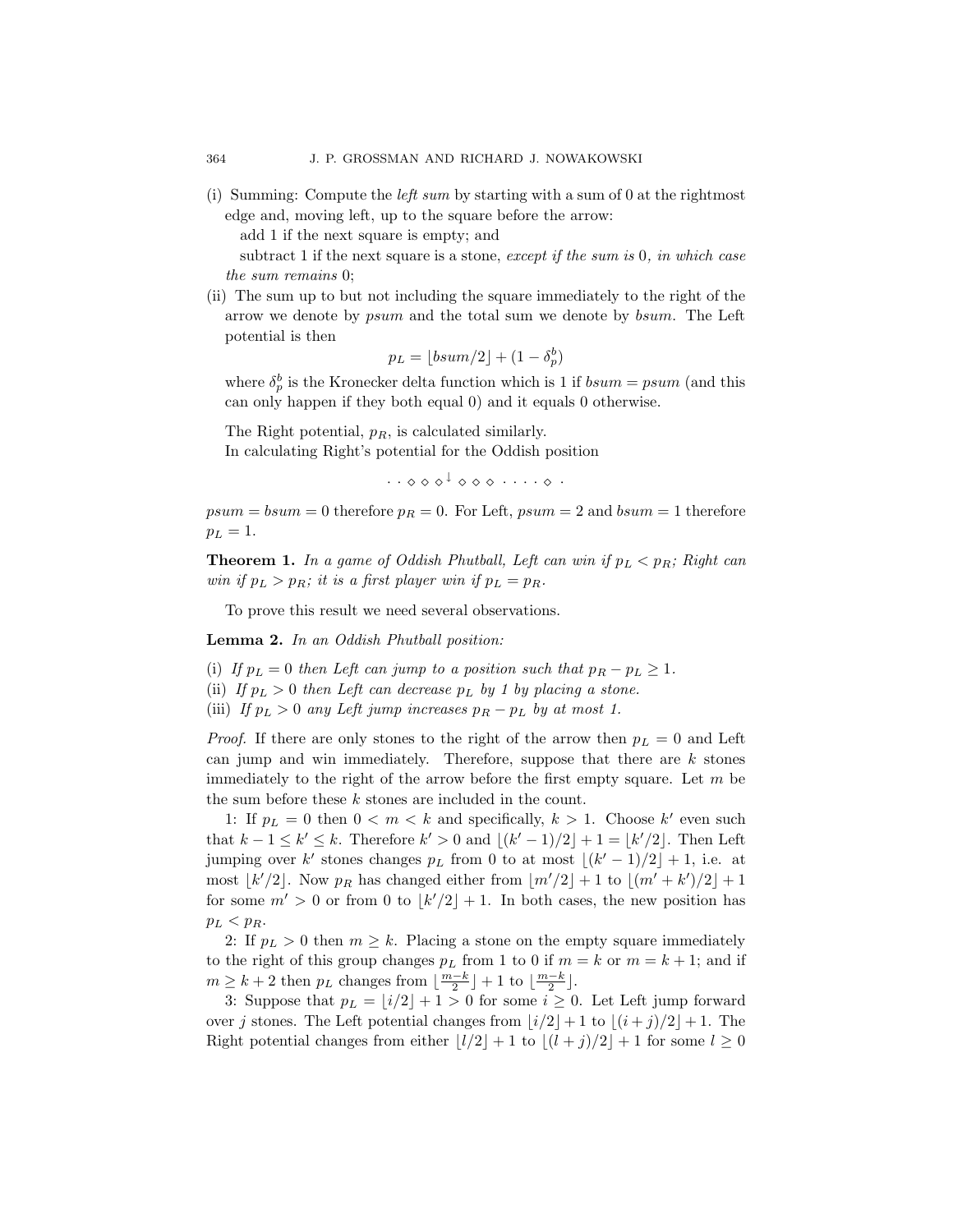(i) Summing: Compute the *left sum* by starting with a sum of 0 at the rightmost edge and, moving left, up to the square before the arrow:

add 1 if the next square is empty; and

subtract 1 if the next square is a stone, *except if the sum is* 0*, in which case the sum remains* 0;

(ii) The sum up to but not including the square immediately to the right of the arrow we denote by *psum* and the total sum we denote by *bsum*. The Left potential is then

$$p_L = \lfloor bsum/2 \rfloor + (1 - \delta_p^b)$$

where $\delta_p^b$ is the Kronecker delta function which is 1 if $bsum = psum$ (and this can only happen if they both equal 0) and it equals 0 otherwise.

The Right potential, $p_R$, is calculated similarly.

In calculating Right's potential for the Oddish position

$$\cdot \ \cdot \ \diamond \ \diamond \ \diamond^{\downarrow} \ \diamond \ \diamond \ \diamond \ \cdot \ \cdot \ \cdot \ \cdot \ \diamond \ \cdot$$

$psum = bsum = 0$ therefore $p_R = 0$. For Left, $psum = 2$ and $bsum = 1$ therefore $p_L = 1$.

**Theorem 1.** *In a game of Oddish Phutball, Left can win if $p_L < p_R$; Right can win if $p_L > p_R$; it is a first player win if $p_L = p_R$.*

To prove this result we need several observations.

**Lemma 2.** *In an Oddish Phutball position:*

(i) *If $p_L = 0$ then Left can jump to a position such that $p_R - p_L \geq 1$.*
(ii) *If $p_L > 0$ then Left can decrease $p_L$ by 1 by placing a stone.*
(iii) *If $p_L > 0$ any Left jump increases $p_R - p_L$ by at most 1.*

*Proof.* If there are only stones to the right of the arrow then $p_L = 0$ and Left can jump and win immediately. Therefore, suppose that there are $k$ stones immediately to the right of the arrow before the first empty square. Let $m$ be the sum before these $k$ stones are included in the count.

1: If $p_L = 0$ then $0 < m < k$ and specifically, $k > 1$. Choose $k'$ even such that $k - 1 \leq k' \leq k$. Therefore $k' > 0$ and $\lfloor (k'-1)/2 \rfloor + 1 = \lfloor k'/2 \rfloor$. Then Left jumping over $k'$ stones changes $p_L$ from 0 to at most $\lfloor (k'-1)/2 \rfloor + 1$, i.e. at most $\lfloor k'/2 \rfloor$. Now $p_R$ has changed either from $\lfloor m'/2 \rfloor + 1$ to $\lfloor (m'+k')/2 \rfloor + 1$ for some $m' > 0$ or from 0 to $\lfloor k'/2 \rfloor + 1$. In both cases, the new position has $p_L < p_R$.

2: If $p_L > 0$ then $m \geq k$. Placing a stone on the empty square immediately to the right of this group changes $p_L$ from 1 to 0 if $m = k$ or $m = k + 1$; and if $m \geq k + 2$ then $p_L$ changes from $\lfloor \frac{m-k}{2} \rfloor + 1$ to $\lfloor \frac{m-k}{2} \rfloor$.

3: Suppose that $p_L = \lfloor i/2 \rfloor + 1 > 0$ for some $i \geq 0$. Let Left jump forward over $j$ stones. The Left potential changes from $\lfloor i/2 \rfloor + 1$ to $\lfloor (i+j)/2 \rfloor + 1$. The Right potential changes from either $\lfloor l/2 \rfloor + 1$ to $\lfloor (l+j)/2 \rfloor + 1$ for some $l \geq 0$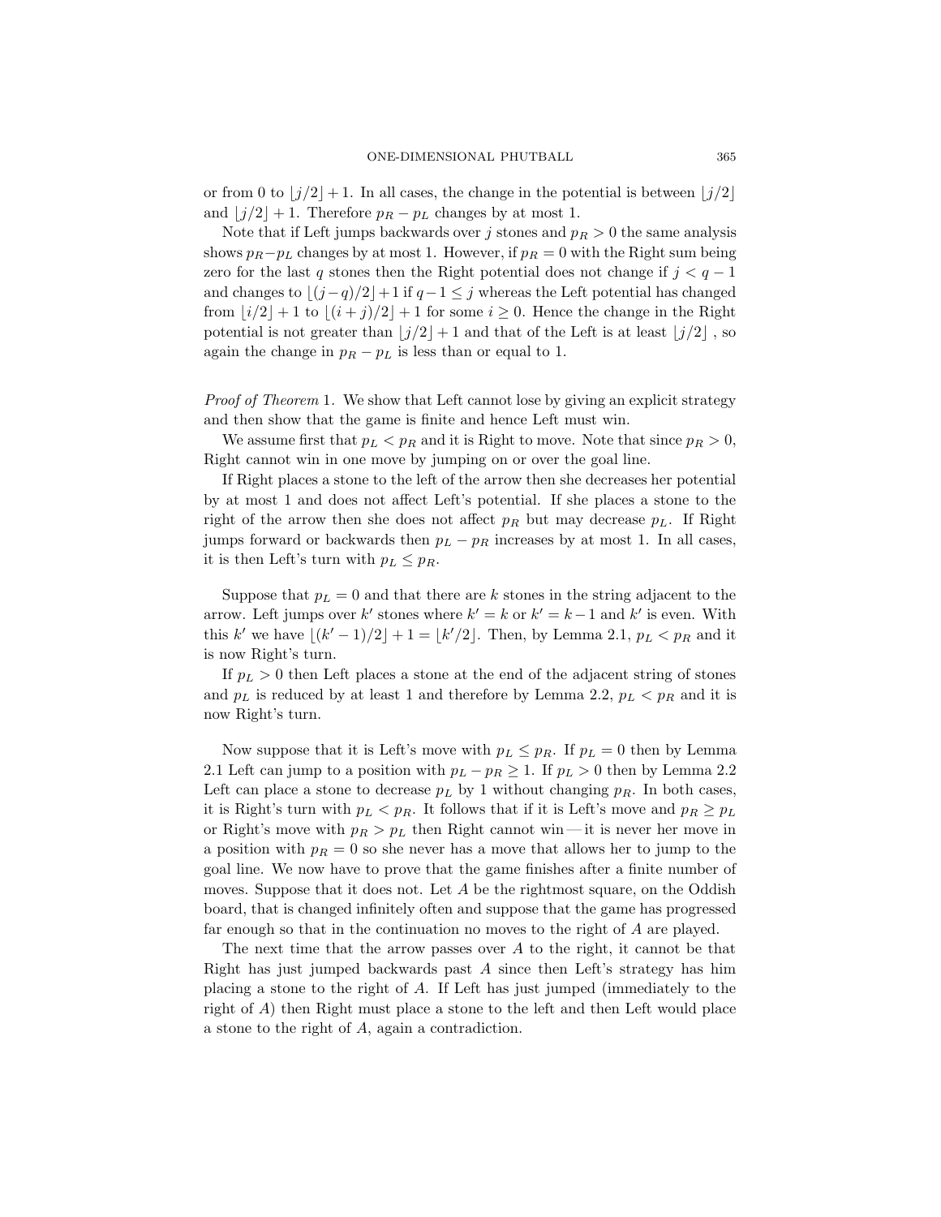or from 0 to $\lfloor j/2 \rfloor + 1$. In all cases, the change in the potential is between $\lfloor j/2 \rfloor$ and $\lfloor j/2 \rfloor + 1$. Therefore $p_R - p_L$ changes by at most 1.

Note that if Left jumps backwards over $j$ stones and $p_R > 0$ the same analysis shows $p_R - p_L$ changes by at most 1. However, if $p_R = 0$ with the Right sum being zero for the last $q$ stones then the Right potential does not change if $j < q - 1$ and changes to $\lfloor (j-q)/2 \rfloor + 1$ if $q - 1 \leq j$ whereas the Left potential has changed from $\lfloor i/2 \rfloor + 1$ to $\lfloor (i+j)/2 \rfloor + 1$ for some $i \geq 0$. Hence the change in the Right potential is not greater than $\lfloor j/2 \rfloor + 1$ and that of the Left is at least $\lfloor j/2 \rfloor$, so again the change in $p_R - p_L$ is less than or equal to 1.

*Proof of Theorem* 1. We show that Left cannot lose by giving an explicit strategy and then show that the game is finite and hence Left must win.

We assume first that $p_L < p_R$ and it is Right to move. Note that since $p_R > 0$, Right cannot win in one move by jumping on or over the goal line.

If Right places a stone to the left of the arrow then she decreases her potential by at most 1 and does not affect Left's potential. If she places a stone to the right of the arrow then she does not affect $p_R$ but may decrease $p_L$. If Right jumps forward or backwards then $p_L - p_R$ increases by at most 1. In all cases, it is then Left's turn with $p_L \leq p_R$.

Suppose that $p_L = 0$ and that there are $k$ stones in the string adjacent to the arrow. Left jumps over $k'$ stones where $k' = k$ or $k' = k - 1$ and $k'$ is even. With this $k'$ we have $\lfloor (k'-1)/2 \rfloor + 1 = \lfloor k'/2 \rfloor$. Then, by Lemma 2.1, $p_L < p_R$ and it is now Right's turn.

If $p_L > 0$ then Left places a stone at the end of the adjacent string of stones and $p_L$ is reduced by at least 1 and therefore by Lemma 2.2, $p_L < p_R$ and it is now Right's turn.

Now suppose that it is Left's move with $p_L \leq p_R$. If $p_L = 0$ then by Lemma 2.1 Left can jump to a position with $p_L - p_R \geq 1$. If $p_L > 0$ then by Lemma 2.2 Left can place a stone to decrease $p_L$ by 1 without changing $p_R$. In both cases, it is Right's turn with $p_L < p_R$. It follows that if it is Left's move and $p_R \geq p_L$ or Right's move with $p_R > p_L$ then Right cannot win — it is never her move in a position with $p_R = 0$ so she never has a move that allows her to jump to the goal line. We now have to prove that the game finishes after a finite number of moves. Suppose that it does not. Let $A$ be the rightmost square, on the Oddish board, that is changed infinitely often and suppose that the game has progressed far enough so that in the continuation no moves to the right of $A$ are played.

The next time that the arrow passes over $A$ to the right, it cannot be that Right has just jumped backwards past $A$ since then Left's strategy has him placing a stone to the right of $A$. If Left has just jumped (immediately to the right of $A$) then Right must place a stone to the left and then Left would place a stone to the right of $A$, again a contradiction.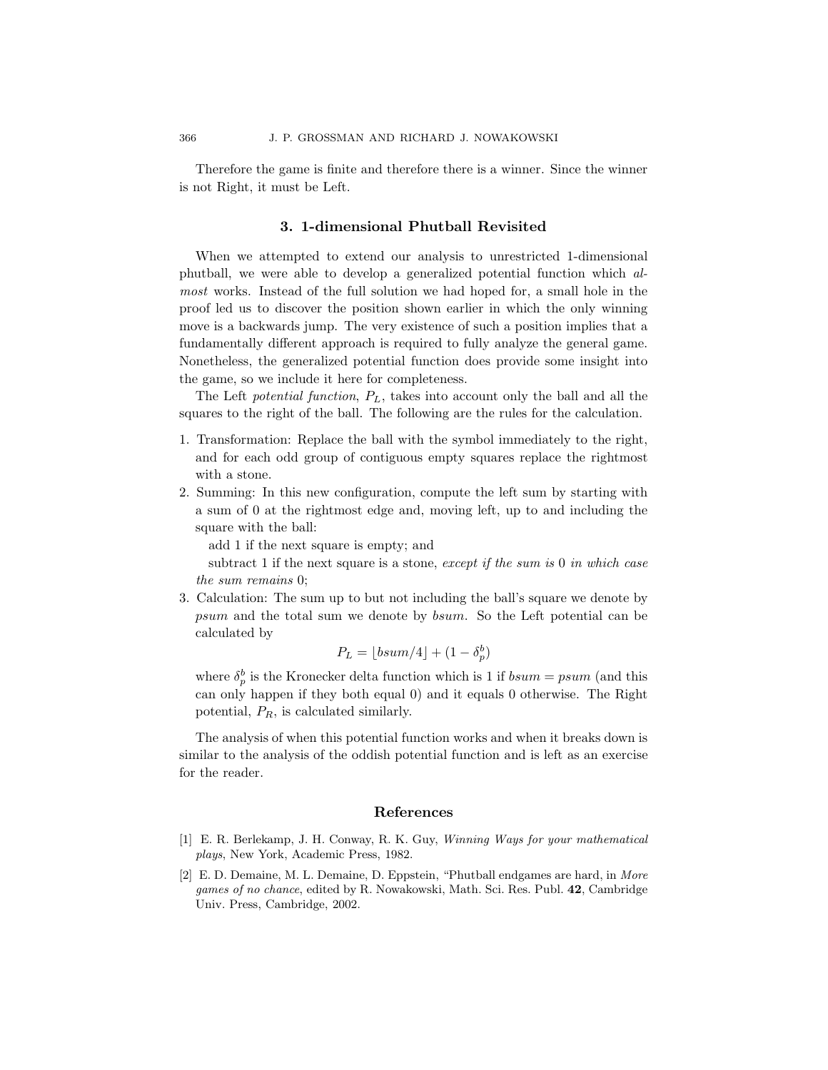Therefore the game is finite and therefore there is a winner. Since the winner is not Right, it must be Left.

## 3. 1-dimensional Phutball Revisited

When we attempted to extend our analysis to unrestricted 1-dimensional phutball, we were able to develop a generalized potential function which *almost* works. Instead of the full solution we had hoped for, a small hole in the proof led us to discover the position shown earlier in which the only winning move is a backwards jump. The very existence of such a position implies that a fundamentally different approach is required to fully analyze the general game. Nonetheless, the generalized potential function does provide some insight into the game, so we include it here for completeness.

The Left *potential function*, $P_L$, takes into account only the ball and all the squares to the right of the ball. The following are the rules for the calculation.

1. Transformation: Replace the ball with the symbol immediately to the right, and for each odd group of contiguous empty squares replace the rightmost with a stone.
2. Summing: In this new configuration, compute the left sum by starting with a sum of 0 at the rightmost edge and, moving left, up to and including the square with the ball:

   add 1 if the next square is empty; and

   subtract 1 if the next square is a stone, *except if the sum is* 0 *in which case the sum remains* 0;
3. Calculation: The sum up to but not including the ball's square we denote by *psum* and the total sum we denote by *bsum*. So the Left potential can be calculated by

   $$P_L = \lfloor bsum/4 \rfloor + (1 - \delta_p^b)$$

   where $\delta_p^b$ is the Kronecker delta function which is 1 if $bsum = psum$ (and this can only happen if they both equal 0) and it equals 0 otherwise. The Right potential, $P_R$, is calculated similarly.

The analysis of when this potential function works and when it breaks down is similar to the analysis of the oddish potential function and is left as an exercise for the reader.

## References

[1] E. R. Berlekamp, J. H. Conway, R. K. Guy, *Winning Ways for your mathematical plays*, New York, Academic Press, 1982.

[2] E. D. Demaine, M. L. Demaine, D. Eppstein, "Phutball endgames are hard, in *More games of no chance*, edited by R. Nowakowski, Math. Sci. Res. Publ. **42**, Cambridge Univ. Press, Cambridge, 2002.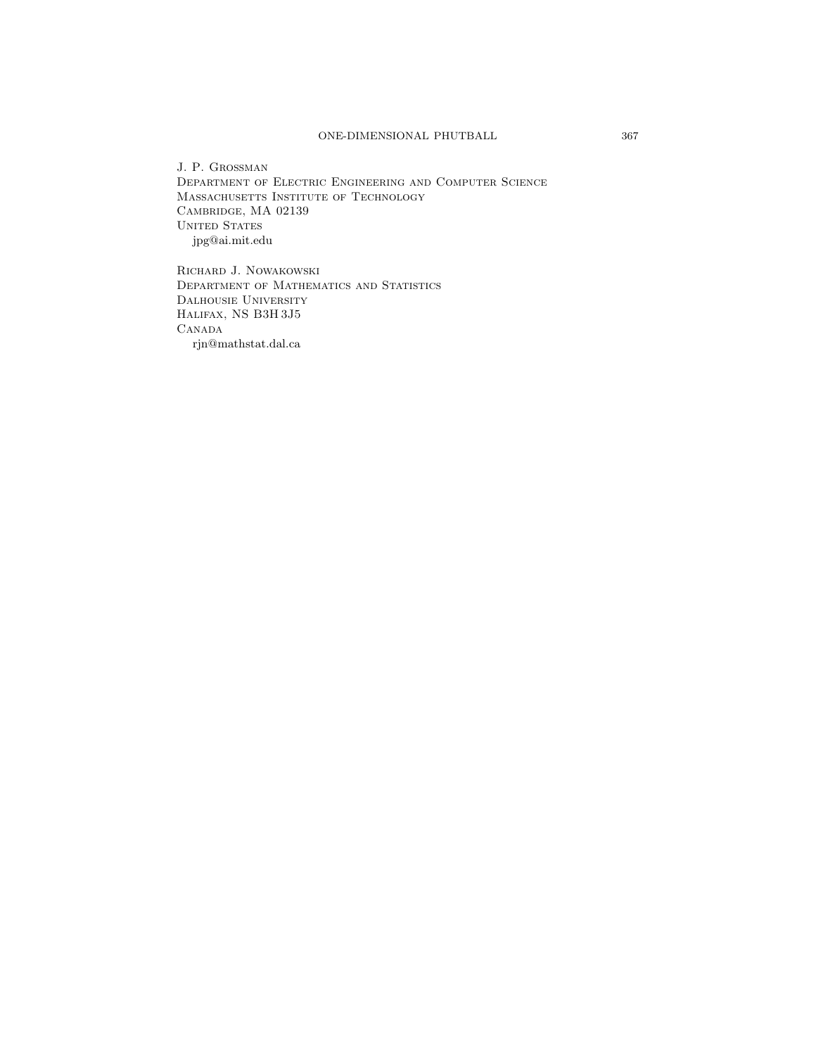J. P. Grossman
Department of Electric Engineering and Computer Science
Massachusetts Institute of Technology
Cambridge, MA 02139
United States
jpg@ai.mit.edu

Richard J. Nowakowski
Department of Mathematics and Statistics
Dalhousie University
Halifax, NS B3H 3J5
Canada
rjn@mathstat.dal.ca